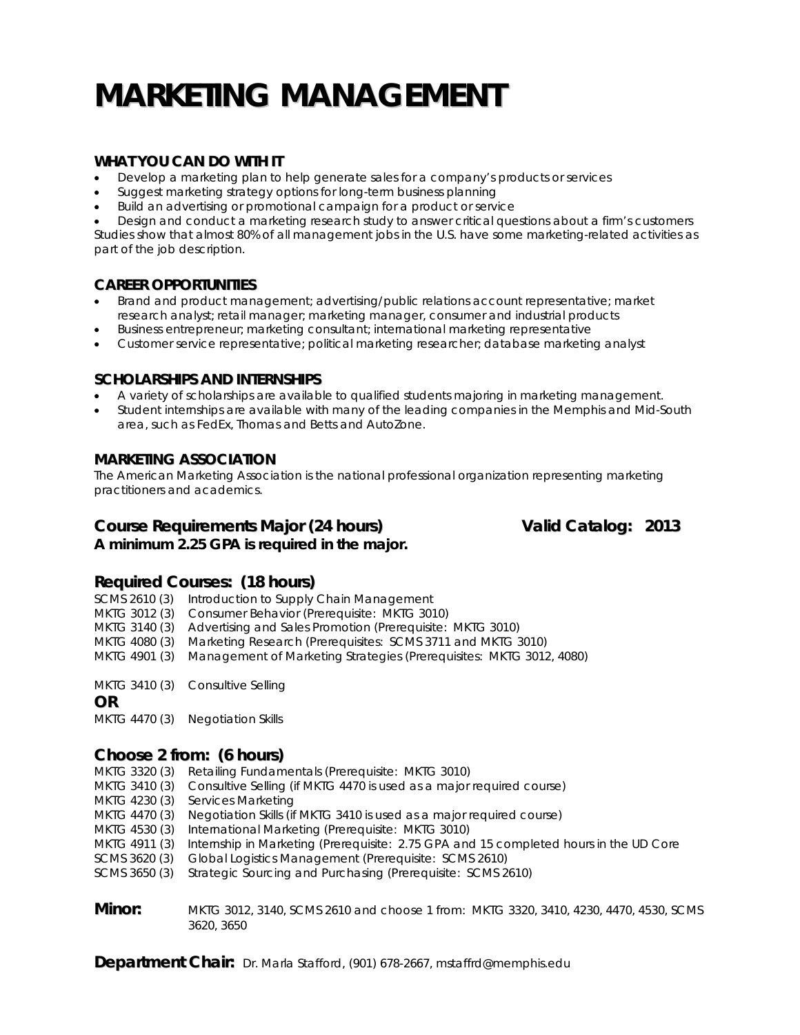# MARKETING MANAGEMENT

### WHAT YOU CAN DO WITH IT

- Develop a marketing plan to help generate sales for a company's products or services
- Suggest marketing strategy options for long-term business planning
- Build an advertising or promotional campaign for a product or service
- Design and conduct a marketing research study to answer critical questions about a firm's customers

Studies show that almost 80% of all management jobs in the U.S. have some marketing-related activities as part of the job description.

### CAREER OPPORTUNITIES

- Brand and product management; advertising/public relations account representative; market research analyst; retail manager; marketing manager, consumer and industrial products
- Business entrepreneur; marketing consultant; international marketing representative
- Customer service representative; political marketing researcher; database marketing analyst

### SCHOLARSHIPS AND INTERNSHIPS

- A variety of scholarships are available to qualified students majoring in marketing management.
- Student internships are available with many of the leading companies in the Memphis and Mid-South area, such as FedEx, Thomas and Betts and AutoZone.

### MARKETING ASSOCIATION

The American Marketing Association is the national professional organization representing marketing practitioners and academics.

## Course Requirements Major (24 hours) Valid Catalog: 2013

**A minimum 2.25 GPA is required in the major.**

## Required Courses: (18 hours)

SCMS 2610 (3) Introduction to Supply Chain Management
MKTG 3012 (3) Consumer Behavior (Prerequisite: MKTG 3010)
MKTG 3140 (3) Advertising and Sales Promotion (Prerequisite: MKTG 3010)
MKTG 4080 (3) Marketing Research (Prerequisites: SCMS 3711 and MKTG 3010)
MKTG 4901 (3) Management of Marketing Strategies (Prerequisites: MKTG 3012, 4080)

MKTG 3410 (3) Consultive Selling

**OR**

MKTG 4470 (3) Negotiation Skills

## Choose 2 from: (6 hours)

MKTG 3320 (3) Retailing Fundamentals (Prerequisite: MKTG 3010)
MKTG 3410 (3) Consultive Selling (if MKTG 4470 is used as a major required course)
MKTG 4230 (3) Services Marketing
MKTG 4470 (3) Negotiation Skills (if MKTG 3410 is used as a major required course)
MKTG 4530 (3) International Marketing (Prerequisite: MKTG 3010)
MKTG 4911 (3) Internship in Marketing (Prerequisite: 2.75 GPA and 15 completed hours in the UD Core
SCMS 3620 (3) Global Logistics Management (Prerequisite: SCMS 2610)
SCMS 3650 (3) Strategic Sourcing and Purchasing (Prerequisite: SCMS 2610)

**Minor:** MKTG 3012, 3140, SCMS 2610 and choose 1 from: MKTG 3320, 3410, 4230, 4470, 4530, SCMS 3620, 3650

**Department Chair:** Dr. Marla Stafford, (901) 678-2667, mstaffrd@memphis.edu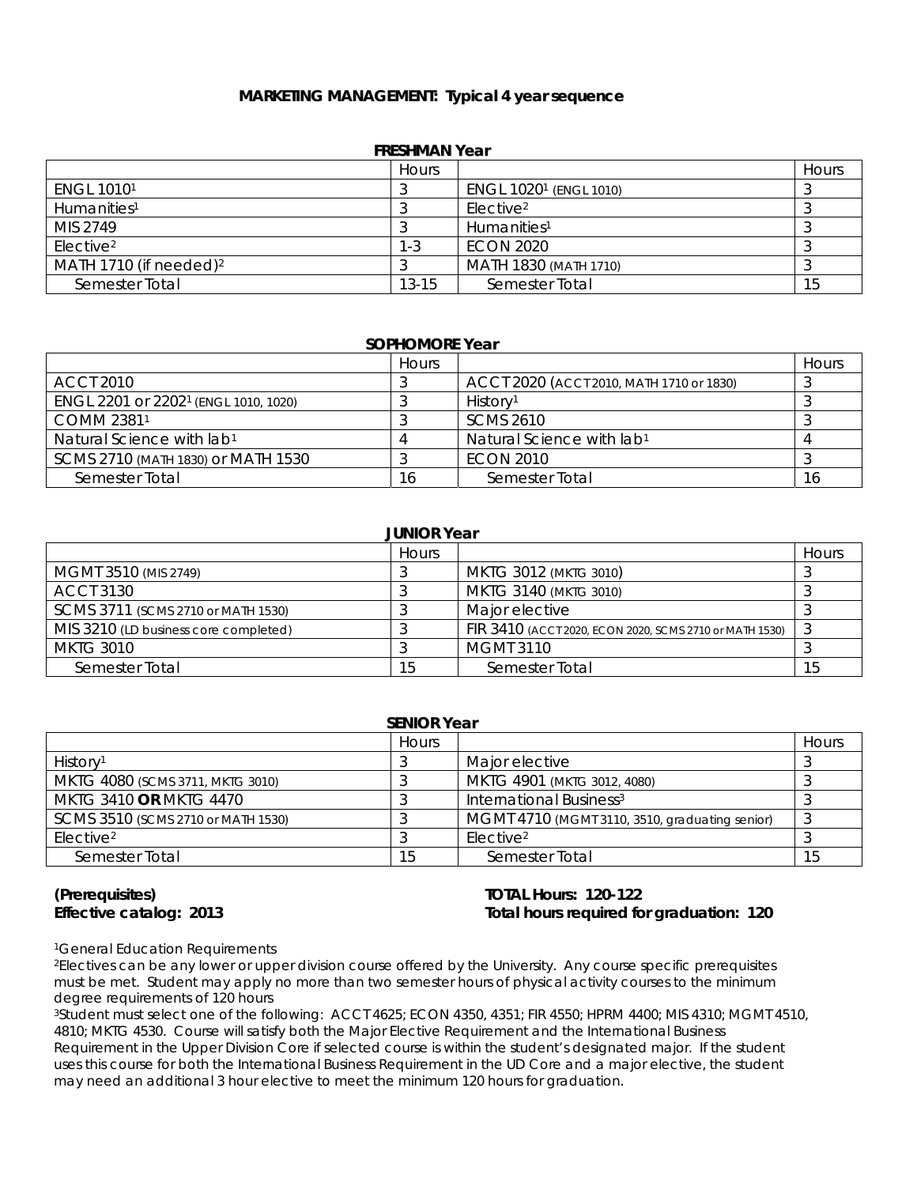**MARKETING MANAGEMENT: Typical 4 year sequence**

**FRESHMAN Year**

| | Hours | | Hours |
|---|---|---|---|
| ENGL 1010[1] | 3 | ENGL 1020[1] (ENGL 1010) | 3 |
| Humanities[1] | 3 | Elective[2] | 3 |
| MIS 2749 | 3 | Humanities[1] | 3 |
| Elective[2] | 1-3 | ECON 2020 | 3 |
| MATH 1710 (if needed)[2] | 3 | MATH 1830 (MATH 1710) | 3 |
| Semester Total | 13-15 | Semester Total | 15 |

**SOPHOMORE Year**

| | Hours | | Hours |
|---|---|---|---|
| ACCT 2010 | 3 | ACCT 2020 (ACCT 2010, MATH 1710 or 1830) | 3 |
| ENGL 2201 or 2202[1] (ENGL 1010, 1020) | 3 | History[1] | 3 |
| COMM 2381[1] | 3 | SCMS 2610 | 3 |
| Natural Science with lab[1] | 4 | Natural Science with lab[1] | 4 |
| SCMS 2710 (MATH 1830) or MATH 1530 | 3 | ECON 2010 | 3 |
| Semester Total | 16 | Semester Total | 16 |

**JUNIOR Year**

| | Hours | | Hours |
|---|---|---|---|
| MGMT 3510 (MIS 2749) | 3 | MKTG 3012 (MKTG 3010) | 3 |
| ACCT 3130 | 3 | MKTG 3140 (MKTG 3010) | 3 |
| SCMS 3711 (SCMS 2710 or MATH 1530) | 3 | Major elective | 3 |
| MIS 3210 (LD business core completed) | 3 | FIR 3410 (ACCT 2020, ECON 2020, SCMS 2710 or MATH 1530) | 3 |
| MKTG 3010 | 3 | MGMT 3110 | 3 |
| Semester Total | 15 | Semester Total | 15 |

**SENIOR Year**

| | Hours | | Hours |
|---|---|---|---|
| History[1] | 3 | Major elective | 3 |
| MKTG 4080 (SCMS 3711, MKTG 3010) | 3 | MKTG 4901 (MKTG 3012, 4080) | 3 |
| MKTG 3410 **OR** MKTG 4470 | 3 | International Business[3] | 3 |
| SCMS 3510 (SCMS 2710 or MATH 1530) | 3 | MGMT 4710 (MGMT 3110, 3510, graduating senior) | 3 |
| Elective[2] | 3 | Elective[2] | 3 |
| Semester Total | 15 | Semester Total | 15 |

**(Prerequisites)**
**Effective catalog: 2013**

**TOTAL Hours: 120-122**
**Total hours required for graduation: 120**

[1]General Education Requirements
[2]Electives can be any lower or upper division course offered by the University. Any course specific prerequisites must be met. Student may apply no more than two semester hours of physical activity courses to the minimum degree requirements of 120 hours
[3]Student must select one of the following: ACCT 4625; ECON 4350, 4351; FIR 4550; HPRM 4400; MIS 4310; MGMT 4510, 4810; MKTG 4530. Course will satisfy both the Major Elective Requirement and the International Business Requirement in the Upper Division Core if selected course is within the student's designated major. If the student uses this course for both the International Business Requirement in the UD Core and a major elective, the student may need an additional 3 hour elective to meet the minimum 120 hours for graduation.